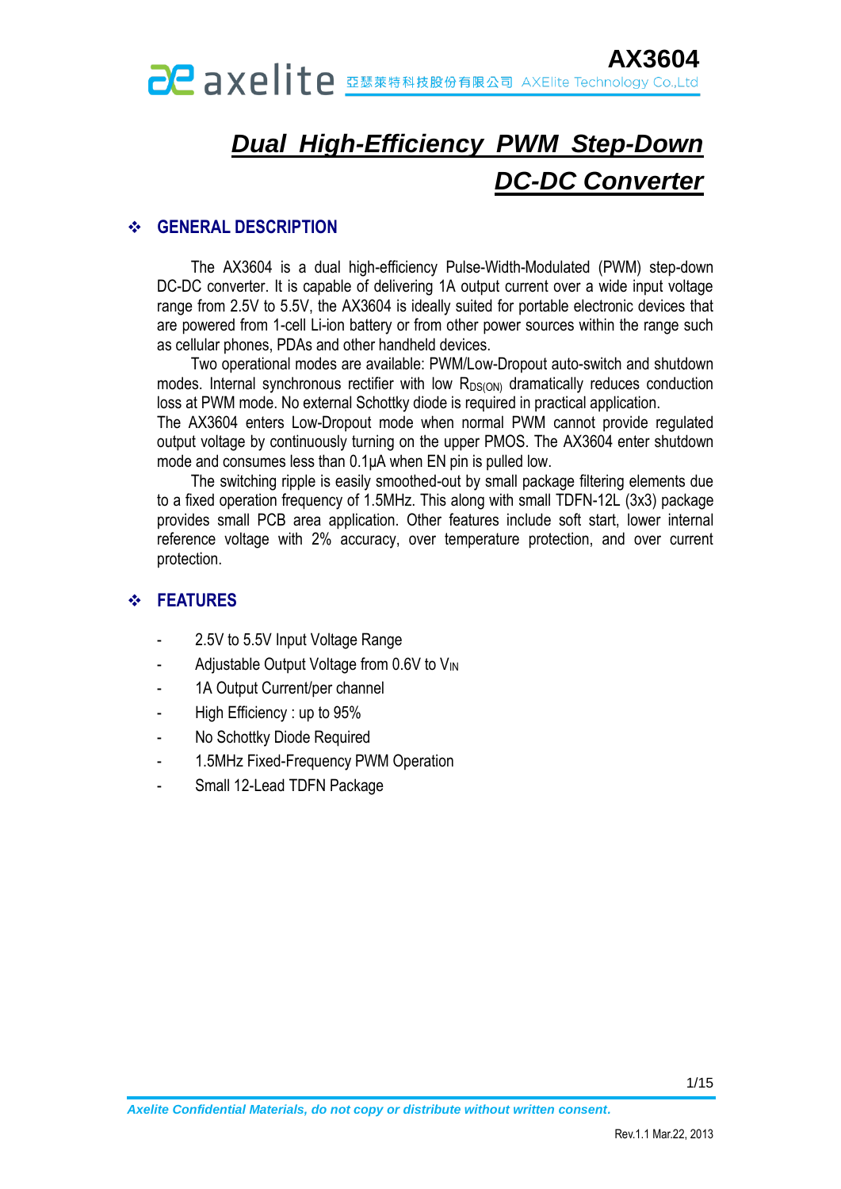# Dual High-Efficiency PWM Step-Down DC-DC Converter

## ❖ GENERAL DESCRIPTION

The AX3604 is a dual high-efficiency Pulse-Width-Modulated (PWM) step-down DC-DC converter. It is capable of delivering 1A output current over a wide input voltage range from 2.5V to 5.5V, the AX3604 is ideally suited for portable electronic devices that are powered from 1-cell Li-ion battery or from other power sources within the range such as cellular phones, PDAs and other handheld devices.

Two operational modes are available: PWM/Low-Dropout auto-switch and shutdown modes. Internal synchronous rectifier with low $R_{DS(ON)}$ dramatically reduces conduction loss at PWM mode. No external Schottky diode is required in practical application.

The AX3604 enters Low-Dropout mode when normal PWM cannot provide regulated output voltage by continuously turning on the upper PMOS. The AX3604 enter shutdown mode and consumes less than 0.1μA when EN pin is pulled low.

The switching ripple is easily smoothed-out by small package filtering elements due to a fixed operation frequency of 1.5MHz. This along with small TDFN-12L (3x3) package provides small PCB area application. Other features include soft start, lower internal reference voltage with 2% accuracy, over temperature protection, and over current protection.

## ❖ FEATURES

- 2.5V to 5.5V Input Voltage Range
- Adjustable Output Voltage from 0.6V to $V_{IN}$
- 1A Output Current/per channel
- High Efficiency : up to 95%
- No Schottky Diode Required
- 1.5MHz Fixed-Frequency PWM Operation
- Small 12-Lead TDFN Package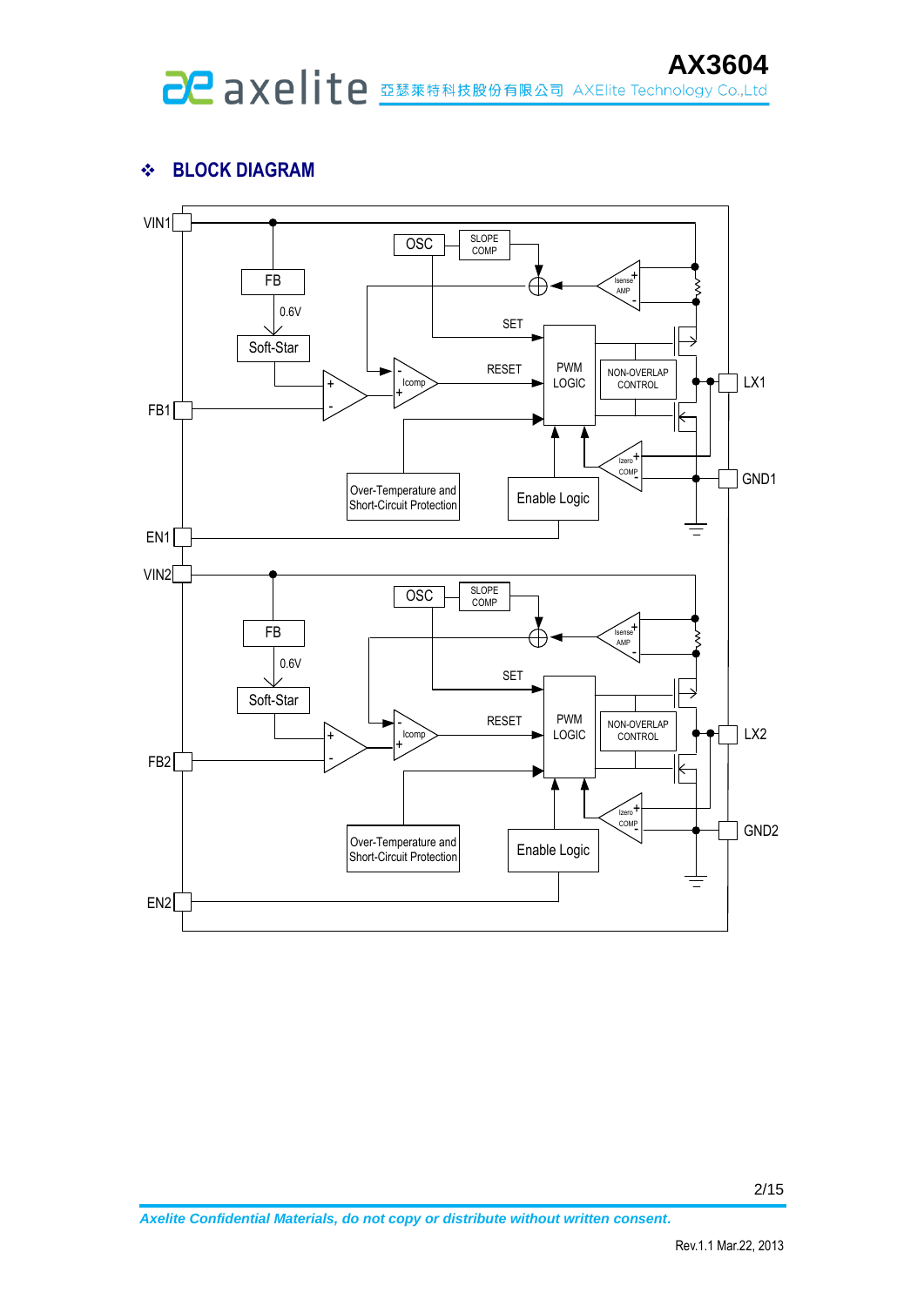## BLOCK DIAGRAM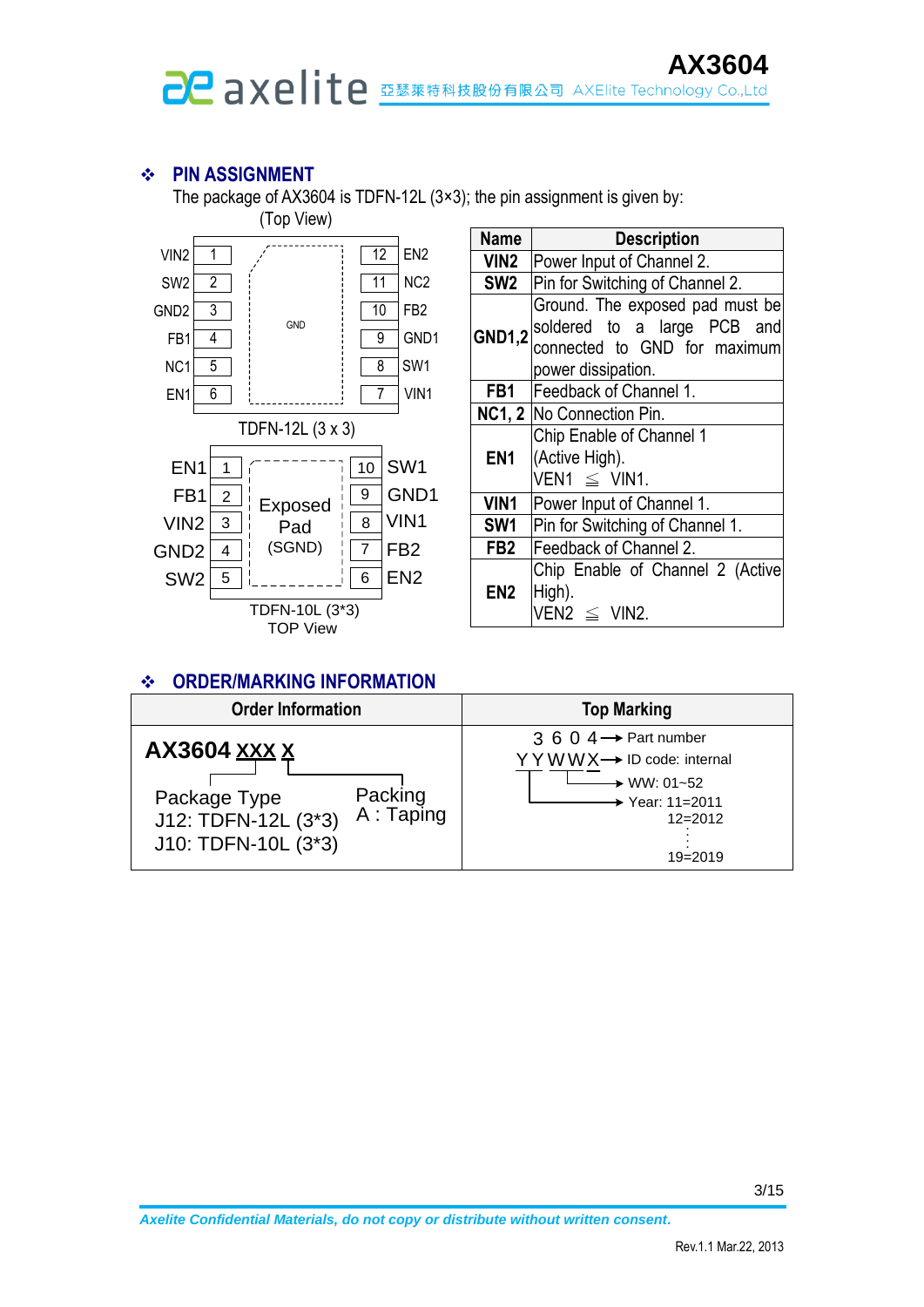## ❖ PIN ASSIGNMENT

The package of AX3604 is TDFN-12L (3×3); the pin assignment is given by:

(Top View)

| Pin | Name | | Pin | Name |
|---|---|---|---|---|
| 1 | VIN2 | | 12 | EN2 |
| 2 | SW2 | | 11 | NC2 |
| 3 | GND2 | GND | 10 | FB2 |
| 4 | FB1 | | 9 | GND1 |
| 5 | NC1 | | 8 | SW1 |
| 6 | EN1 | | 7 | VIN1 |

TDFN-12L (3 x 3)

| Pin | Name | | Pin | Name |
|---|---|---|---|---|
| 1 | EN1 | Exposed Pad (SGND) | 10 | SW1 |
| 2 | FB1 | | 9 | GND1 |
| 3 | VIN2 | | 8 | VIN1 |
| 4 | GND2 | | 7 | FB2 |
| 5 | SW2 | | 6 | EN2 |

TDFN-10L (3*3)
TOP View

| Name | Description |
|---|---|
| VIN2 | Power Input of Channel 2. |
| SW2 | Pin for Switching of Channel 2. |
| GND1,2 | Ground. The exposed pad must be soldered to a large PCB and connected to GND for maximum power dissipation. |
| FB1 | Feedback of Channel 1. |
| NC1, 2 | No Connection Pin. |
| EN1 | Chip Enable of Channel 1 (Active High). VEN1 ≦ VIN1. |
| VIN1 | Power Input of Channel 1. |
| SW1 | Pin for Switching of Channel 1. |
| FB2 | Feedback of Channel 2. |
| EN2 | Chip Enable of Channel 2 (Active High). VEN2 ≦ VIN2. |

## ❖ ORDER/MARKING INFORMATION

| Order Information | Top Marking |
|---|---|
| **AX3604 XXX X**<br>Package Type: J12: TDFN-12L (3*3), J10: TDFN-10L (3*3)<br>Packing: A : Taping | 3 6 0 4 → Part number<br>Y Y W W X → ID code: internal<br>WW: 01~52<br>Year: 11=2011, 12=2012, ..., 19=2019 |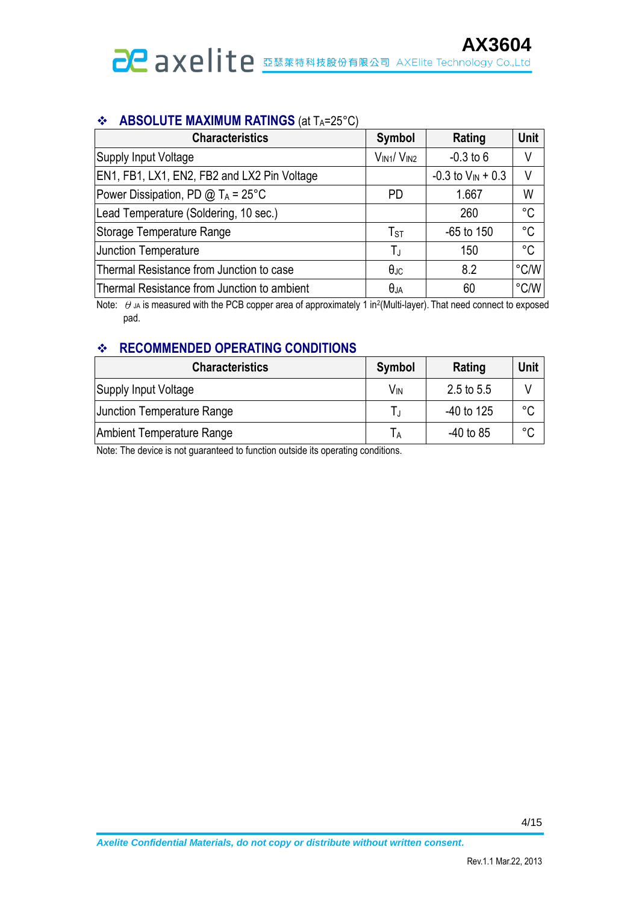## ❖ ABSOLUTE MAXIMUM RATINGS (at $T_A$=25°C)

| Characteristics | Symbol | Rating | Unit |
|---|---|---|---|
| Supply Input Voltage | $V_{IN1}$/ $V_{IN2}$ | -0.3 to 6 | V |
| EN1, FB1, LX1, EN2, FB2 and LX2 Pin Voltage | | -0.3 to $V_{IN}$ + 0.3 | V |
| Power Dissipation, PD @ $T_A$ = 25°C | PD | 1.667 | W |
| Lead Temperature (Soldering, 10 sec.) | | 260 | °C |
| Storage Temperature Range | $T_{ST}$ | -65 to 150 | °C |
| Junction Temperature | $T_J$ | 150 | °C |
| Thermal Resistance from Junction to case | $\theta_{JC}$ | 8.2 | °C/W |
| Thermal Resistance from Junction to ambient | $\theta_{JA}$ | 60 | °C/W |

Note: $\theta_{JA}$ is measured with the PCB copper area of approximately 1 $in^2$(Multi-layer). That need connect to exposed pad.

## ❖ RECOMMENDED OPERATING CONDITIONS

| Characteristics | Symbol | Rating | Unit |
|---|---|---|---|
| Supply Input Voltage | $V_{IN}$ | 2.5 to 5.5 | V |
| Junction Temperature Range | $T_J$ | -40 to 125 | °C |
| Ambient Temperature Range | $T_A$ | -40 to 85 | °C |

Note: The device is not guaranteed to function outside its operating conditions.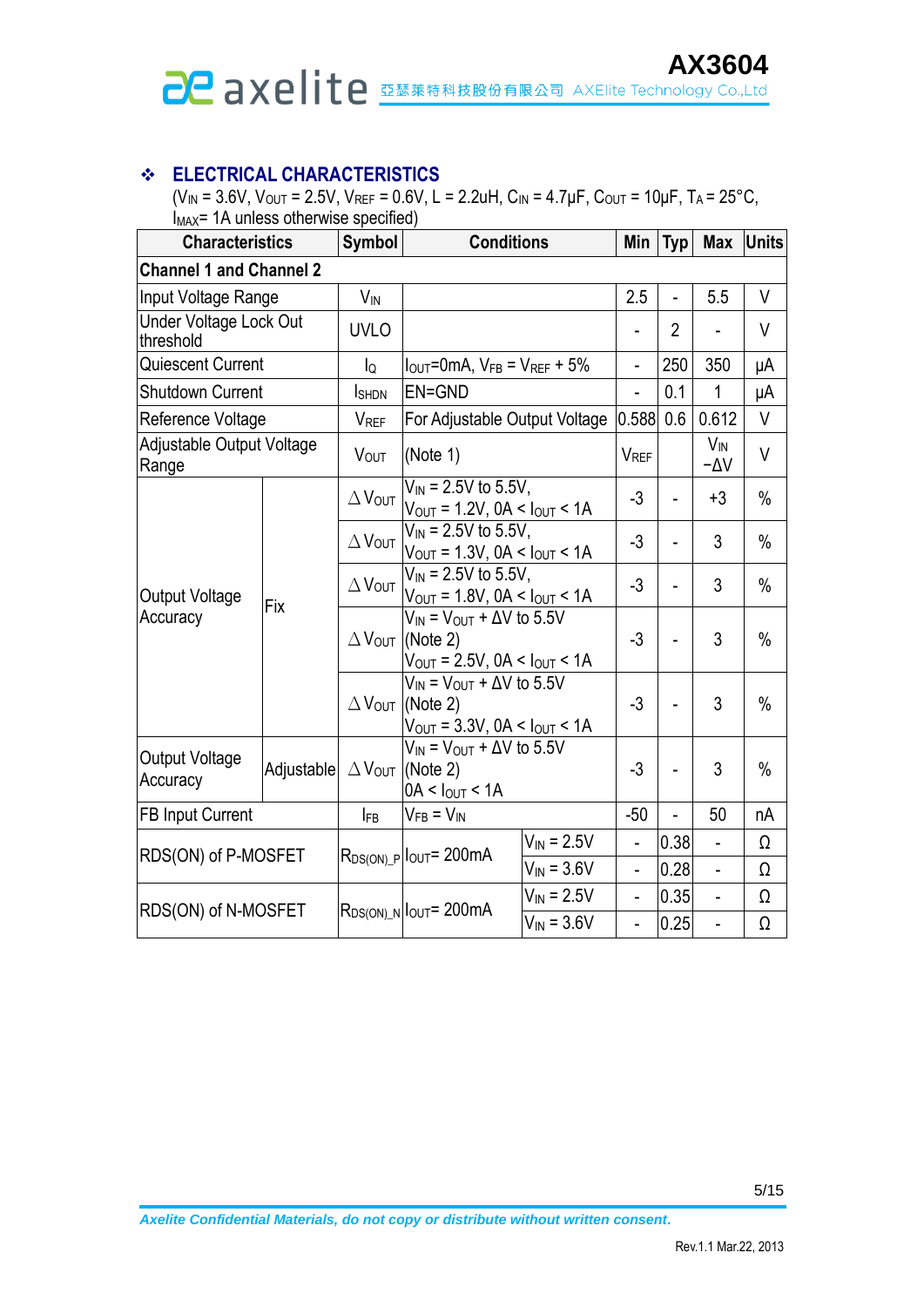## ❖ ELECTRICAL CHARACTERISTICS

($V_{IN}$ = 3.6V, $V_{OUT}$ = 2.5V, $V_{REF}$ = 0.6V, L = 2.2uH, $C_{IN}$ = 4.7μF, $C_{OUT}$ = 10μF, $T_A$ = 25°C, $I_{MAX}$= 1A unless otherwise specified)

| Characteristics | | Symbol | Conditions | | Min | Typ | Max | Units |
|---|---|---|---|---|---|---|---|---|
| **Channel 1 and Channel 2** | | | | | | | | |
| Input Voltage Range | | $V_{IN}$ | | | 2.5 | - | 5.5 | V |
| Under Voltage Lock Out threshold | | UVLO | | | - | 2 | - | V |
| Quiescent Current | | $I_Q$ | $I_{OUT}$=0mA, $V_{FB}$ = $V_{REF}$ + 5% | | - | 250 | 350 | μA |
| Shutdown Current | | $I_{SHDN}$ | EN=GND | | - | 0.1 | 1 | μA |
| Reference Voltage | | $V_{REF}$ | For Adjustable Output Voltage | | 0.588 | 0.6 | 0.612 | V |
| Adjustable Output Voltage Range | | $V_{OUT}$ | (Note 1) | | $V_{REF}$ | | $V_{IN}$ −ΔV | V |
| Output Voltage Accuracy | Fix | $\Delta V_{OUT}$ | $V_{IN}$ = 2.5V to 5.5V, $V_{OUT}$ = 1.2V, 0A < $I_{OUT}$ < 1A | | -3 | - | +3 | % |
| | | $\Delta V_{OUT}$ | $V_{IN}$ = 2.5V to 5.5V, $V_{OUT}$ = 1.3V, 0A < $I_{OUT}$ < 1A | | -3 | - | 3 | % |
| | | $\Delta V_{OUT}$ | $V_{IN}$ = 2.5V to 5.5V, $V_{OUT}$ = 1.8V, 0A < $I_{OUT}$ < 1A | | -3 | - | 3 | % |
| | | $\Delta V_{OUT}$ | $V_{IN}$ = $V_{OUT}$ + ΔV to 5.5V (Note 2) $V_{OUT}$ = 2.5V, 0A < $I_{OUT}$ < 1A | | -3 | - | 3 | % |
| | | $\Delta V_{OUT}$ | $V_{IN}$ = $V_{OUT}$ + ΔV to 5.5V (Note 2) $V_{OUT}$ = 3.3V, 0A < $I_{OUT}$ < 1A | | -3 | - | 3 | % |
| Output Voltage Accuracy | Adjustable | $\Delta V_{OUT}$ | $V_{IN}$ = $V_{OUT}$ + ΔV to 5.5V (Note 2) 0A < $I_{OUT}$ < 1A | | -3 | - | 3 | % |
| FB Input Current | | $I_{FB}$ | $V_{FB}$ = $V_{IN}$ | | -50 | - | 50 | nA |
| RDS(ON) of P-MOSFET | | $R_{DS(ON)\_P}$ | $I_{OUT}$= 200mA | $V_{IN}$ = 2.5V | - | 0.38 | - | Ω |
| | | | | $V_{IN}$ = 3.6V | - | 0.28 | - | Ω |
| RDS(ON) of N-MOSFET | | $R_{DS(ON)\_N}$ | $I_{OUT}$= 200mA | $V_{IN}$ = 2.5V | - | 0.35 | - | Ω |
| | | | | $V_{IN}$ = 3.6V | - | 0.25 | - | Ω |

*Axelite Confidential Materials, do not copy or distribute without written consent.*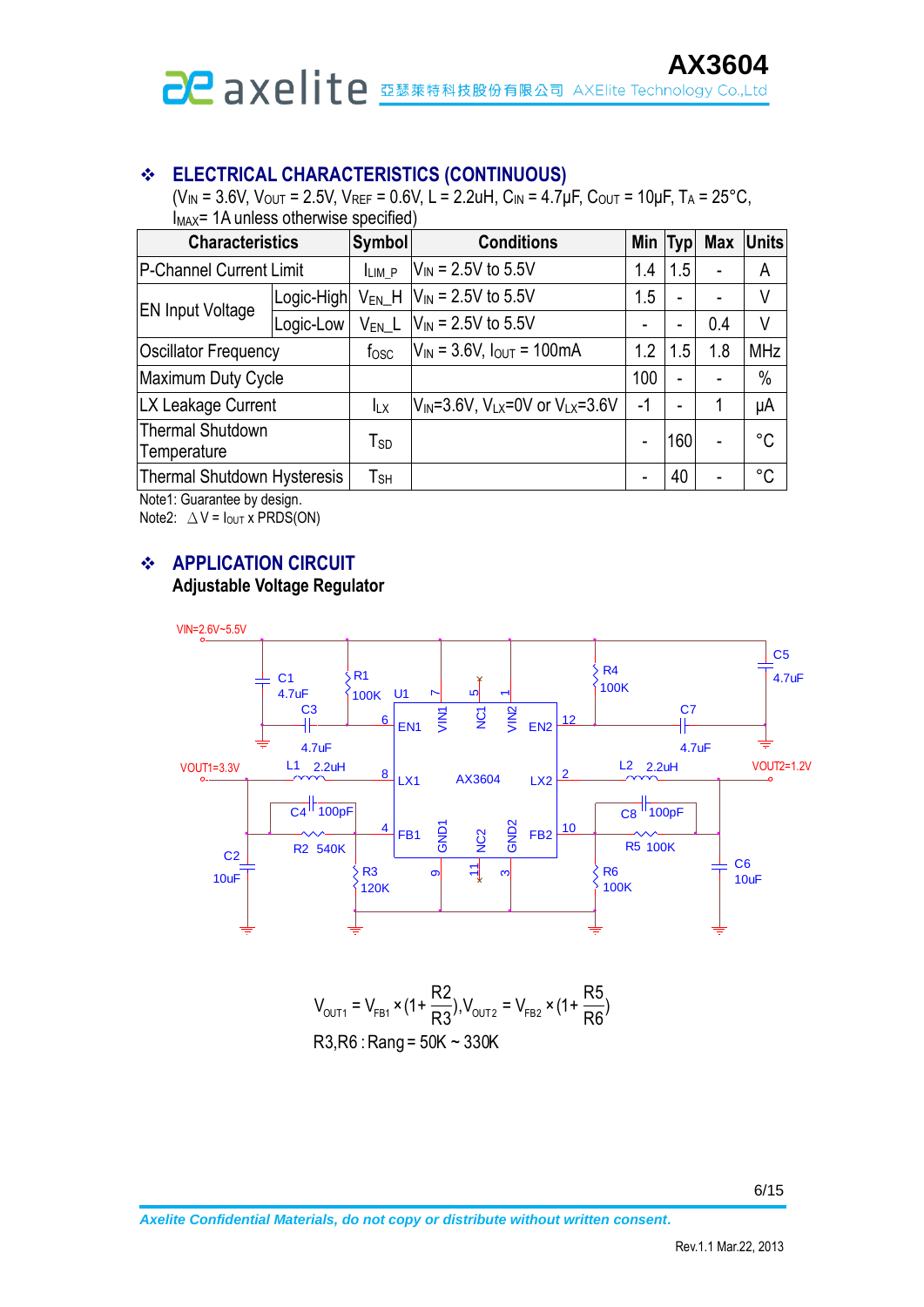## ELECTRICAL CHARACTERISTICS (CONTINUOUS)

($V_{IN}$ = 3.6V, $V_{OUT}$ = 2.5V, $V_{REF}$ = 0.6V, L = 2.2uH, $C_{IN}$ = 4.7μF, $C_{OUT}$ = 10μF, $T_A$ = 25°C, $I_{MAX}$= 1A unless otherwise specified)

| Characteristics | | Symbol | Conditions | Min | Typ | Max | Units |
|---|---|---|---|---|---|---|---|
| P-Channel Current Limit | | $I_{LIM\_P}$ | $V_{IN}$ = 2.5V to 5.5V | 1.4 | 1.5 | - | A |
| EN Input Voltage | Logic-High | $V_{EN\_H}$ | $V_{IN}$ = 2.5V to 5.5V | 1.5 | - | - | V |
| | Logic-Low | $V_{EN\_L}$ | $V_{IN}$ = 2.5V to 5.5V | - | - | 0.4 | V |
| Oscillator Frequency | | $f_{OSC}$ | $V_{IN}$ = 3.6V, $I_{OUT}$ = 100mA | 1.2 | 1.5 | 1.8 | MHz |
| Maximum Duty Cycle | | | | 100 | - | - | % |
| LX Leakage Current | | $I_{LX}$ | $V_{IN}$=3.6V, $V_{LX}$=0V or $V_{LX}$=3.6V | -1 | - | 1 | μA |
| Thermal Shutdown Temperature | | $T_{SD}$ | | - | 160 | - | °C |
| Thermal Shutdown Hysteresis | | $T_{SH}$ | | - | 40 | - | °C |

Note1: Guarantee by design.
Note2: $\Delta V = I_{OUT} \times PRDS(ON)$

## APPLICATION CIRCUIT

**Adjustable Voltage Regulator**

$$V_{OUT1} = V_{FB1} \times \left(1+\frac{R2}{R3}\right), V_{OUT2} = V_{FB2} \times \left(1+\frac{R5}{R6}\right)$$

R3,R6 : Rang = 50K ~ 330K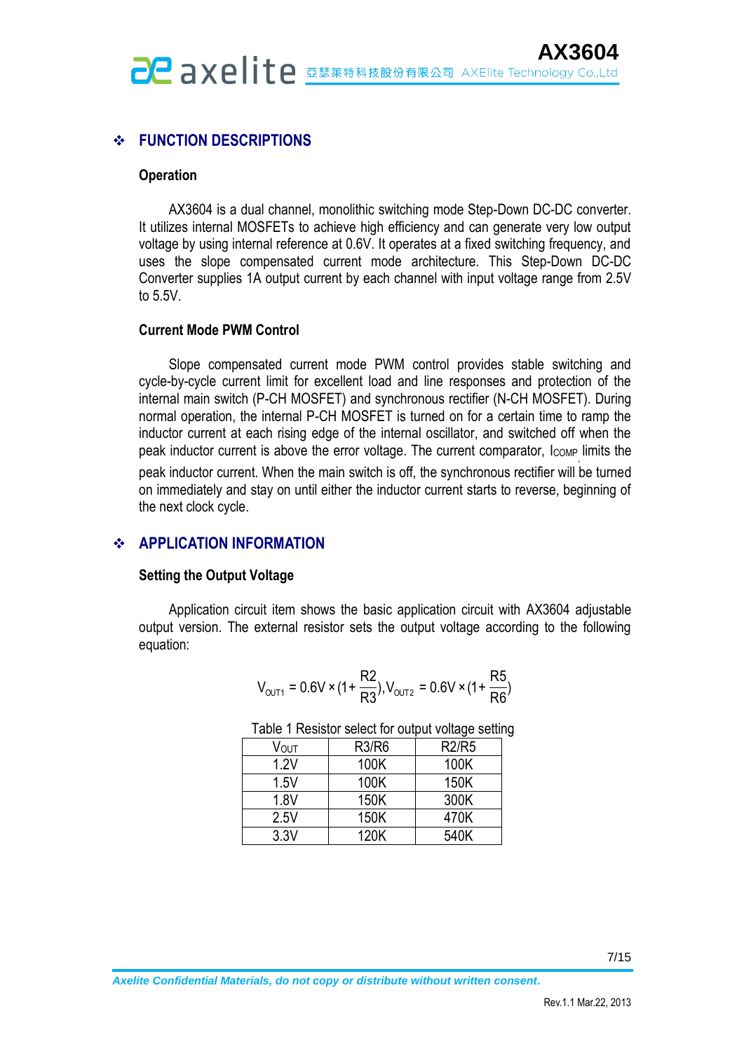## ❖ FUNCTION DESCRIPTIONS

### Operation

AX3604 is a dual channel, monolithic switching mode Step-Down DC-DC converter. It utilizes internal MOSFETs to achieve high efficiency and can generate very low output voltage by using internal reference at 0.6V. It operates at a fixed switching frequency, and uses the slope compensated current mode architecture. This Step-Down DC-DC Converter supplies 1A output current by each channel with input voltage range from 2.5V to 5.5V.

### Current Mode PWM Control

Slope compensated current mode PWM control provides stable switching and cycle-by-cycle current limit for excellent load and line responses and protection of the internal main switch (P-CH MOSFET) and synchronous rectifier (N-CH MOSFET). During normal operation, the internal P-CH MOSFET is turned on for a certain time to ramp the inductor current at each rising edge of the internal oscillator, and switched off when the peak inductor current is above the error voltage. The current comparator, $I_{COMP}$ limits the peak inductor current. When the main switch is off, the synchronous rectifier will be turned on immediately and stay on until either the inductor current starts to reverse, beginning of the next clock cycle.

## ❖ APPLICATION INFORMATION

### Setting the Output Voltage

Application circuit item shows the basic application circuit with AX3604 adjustable output version. The external resistor sets the output voltage according to the following equation:

$$V_{OUT1} = 0.6V \times (1 + \frac{R2}{R3}), V_{OUT2} = 0.6V \times (1 + \frac{R5}{R6})$$

Table 1 Resistor select for output voltage setting

| $V_{OUT}$ | R3/R6 | R2/R5 |
|---|---|---|
| 1.2V | 100K | 100K |
| 1.5V | 100K | 150K |
| 1.8V | 150K | 300K |
| 2.5V | 150K | 470K |
| 3.3V | 120K | 540K |

*Axelite Confidential Materials, do not copy or distribute without written consent.*

Rev.1.1 Mar.22, 2013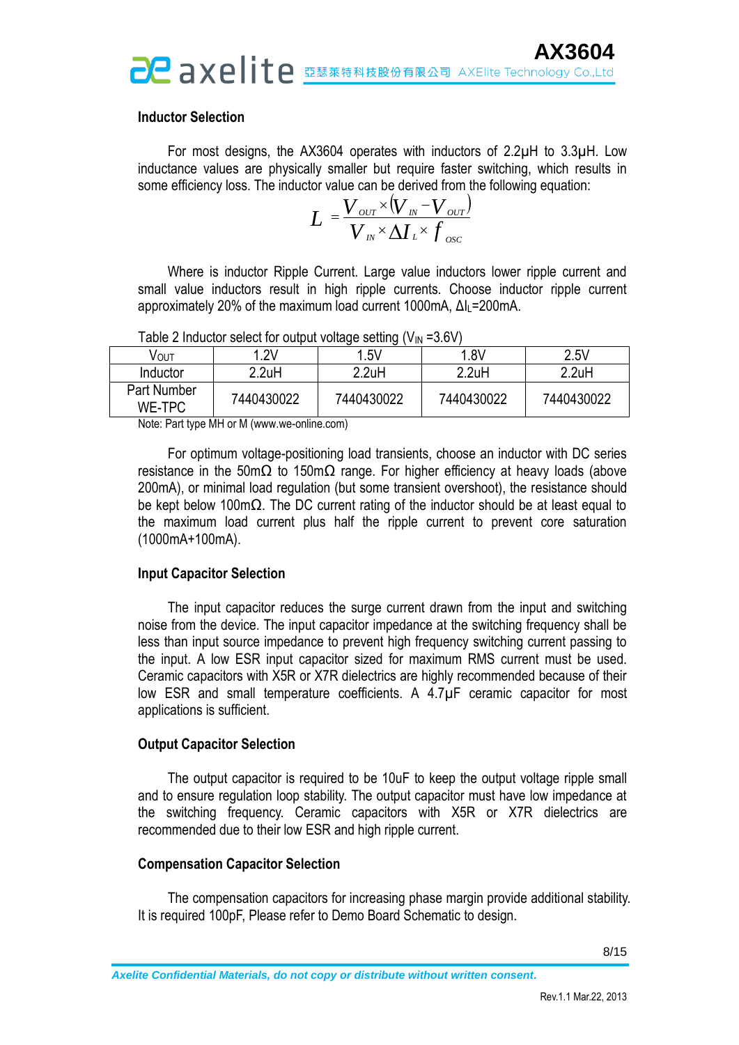### Inductor Selection

For most designs, the AX3604 operates with inductors of 2.2μH to 3.3μH. Low inductance values are physically smaller but require faster switching, which results in some efficiency loss. The inductor value can be derived from the following equation:

$$L = \frac{V_{OUT} \times (V_{IN} - V_{OUT})}{V_{IN} \times \Delta I_L \times f_{OSC}}$$

Where is inductor Ripple Current. Large value inductors lower ripple current and small value inductors result in high ripple currents. Choose inductor ripple current approximately 20% of the maximum load current 1000mA, $\Delta I_L$=200mA.

Table 2 Inductor select for output voltage setting ($V_{IN}$ =3.6V)

| $V_{OUT}$ | 1.2V | 1.5V | 1.8V | 2.5V |
|---|---|---|---|---|
| Inductor | 2.2uH | 2.2uH | 2.2uH | 2.2uH |
| Part Number WE-TPC | 7440430022 | 7440430022 | 7440430022 | 7440430022 |

Note: Part type MH or M (www.we-online.com)

For optimum voltage-positioning load transients, choose an inductor with DC series resistance in the 50mΩ to 150mΩ range. For higher efficiency at heavy loads (above 200mA), or minimal load regulation (but some transient overshoot), the resistance should be kept below 100mΩ. The DC current rating of the inductor should be at least equal to the maximum load current plus half the ripple current to prevent core saturation (1000mA+100mA).

### Input Capacitor Selection

The input capacitor reduces the surge current drawn from the input and switching noise from the device. The input capacitor impedance at the switching frequency shall be less than input source impedance to prevent high frequency switching current passing to the input. A low ESR input capacitor sized for maximum RMS current must be used. Ceramic capacitors with X5R or X7R dielectrics are highly recommended because of their low ESR and small temperature coefficients. A 4.7μF ceramic capacitor for most applications is sufficient.

### Output Capacitor Selection

The output capacitor is required to be 10uF to keep the output voltage ripple small and to ensure regulation loop stability. The output capacitor must have low impedance at the switching frequency. Ceramic capacitors with X5R or X7R dielectrics are recommended due to their low ESR and high ripple current.

### Compensation Capacitor Selection

The compensation capacitors for increasing phase margin provide additional stability. It is required 100pF, Please refer to Demo Board Schematic to design.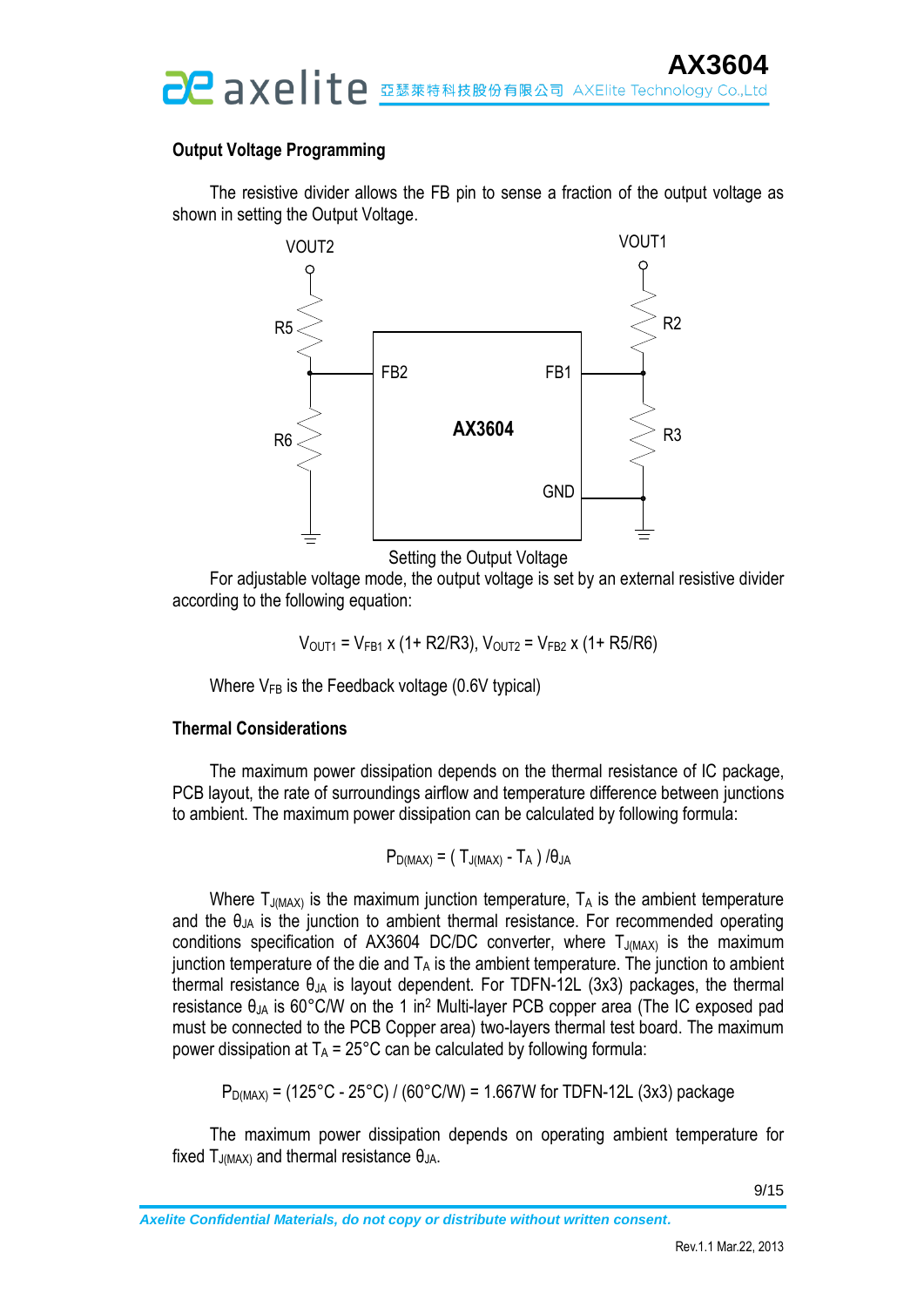### Output Voltage Programming

The resistive divider allows the FB pin to sense a fraction of the output voltage as shown in setting the Output Voltage.

Setting the Output Voltage

For adjustable voltage mode, the output voltage is set by an external resistive divider according to the following equation:

$$V_{OUT1} = V_{FB1} \times (1 + R2/R3),\ V_{OUT2} = V_{FB2} \times (1 + R5/R6)$$

Where $V_{FB}$ is the Feedback voltage (0.6V typical)

### Thermal Considerations

The maximum power dissipation depends on the thermal resistance of IC package, PCB layout, the rate of surroundings airflow and temperature difference between junctions to ambient. The maximum power dissipation can be calculated by following formula:

$$P_{D(MAX)} = ( T_{J(MAX)} - T_A ) / \theta_{JA}$$

Where $T_{J(MAX)}$ is the maximum junction temperature, $T_A$ is the ambient temperature and the $\theta_{JA}$ is the junction to ambient thermal resistance. For recommended operating conditions specification of AX3604 DC/DC converter, where $T_{J(MAX)}$ is the maximum junction temperature of the die and $T_A$ is the ambient temperature. The junction to ambient thermal resistance $\theta_{JA}$ is layout dependent. For TDFN-12L (3x3) packages, the thermal resistance $\theta_{JA}$ is 60°C/W on the 1 $in^2$ Multi-layer PCB copper area (The IC exposed pad must be connected to the PCB Copper area) two-layers thermal test board. The maximum power dissipation at $T_A$ = 25°C can be calculated by following formula:

$$P_{D(MAX)} = (125°C - 25°C) / (60°C/W) = 1.667W \text{ for TDFN-12L (3x3) package}$$

The maximum power dissipation depends on operating ambient temperature for fixed $T_{J(MAX)}$ and thermal resistance $\theta_{JA}$.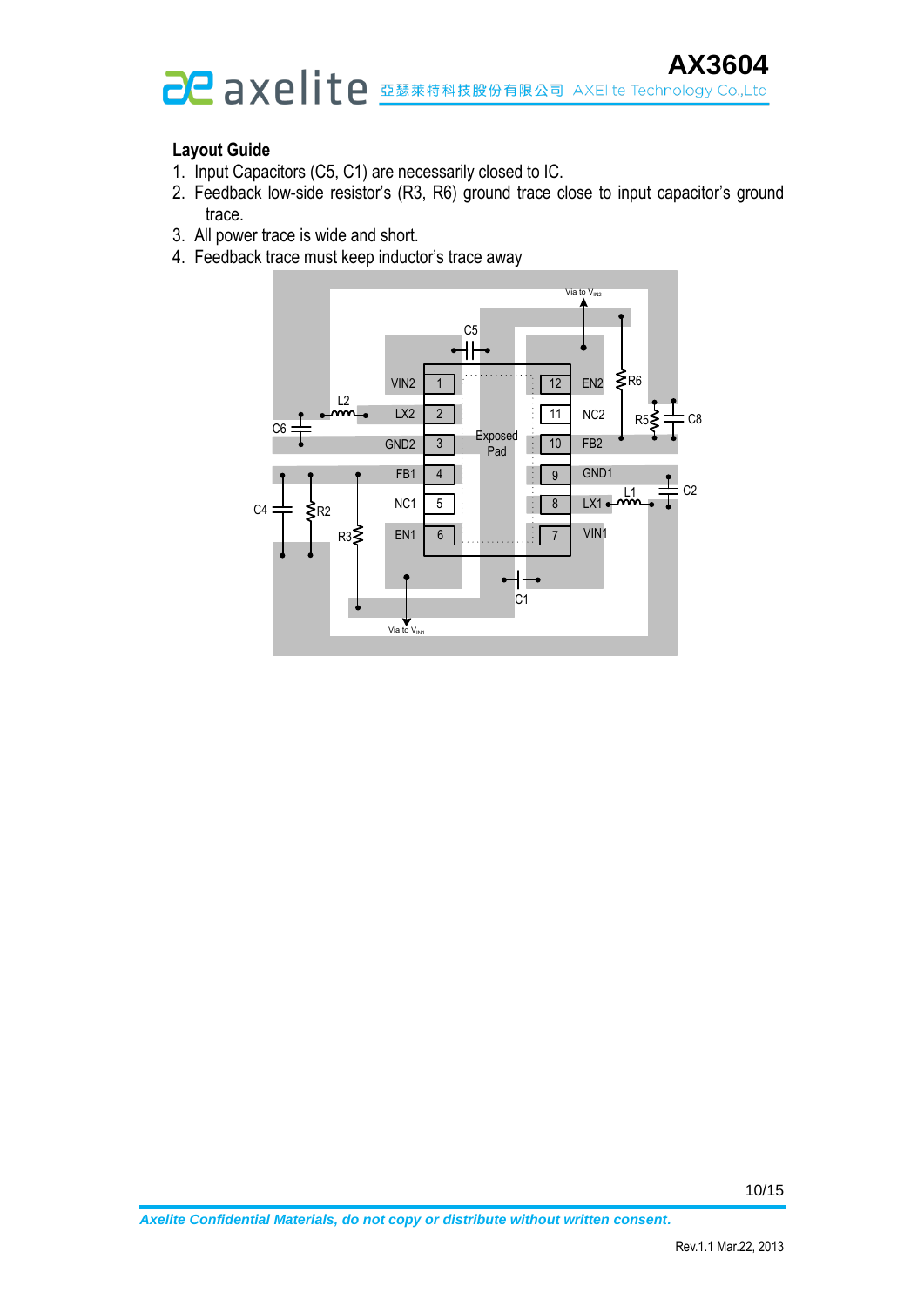## Layout Guide

1. Input Capacitors (C5, C1) are necessarily closed to IC.
2. Feedback low-side resistor's (R3, R6) ground trace close to input capacitor's ground trace.
3. All power trace is wide and short.
4. Feedback trace must keep inductor's trace away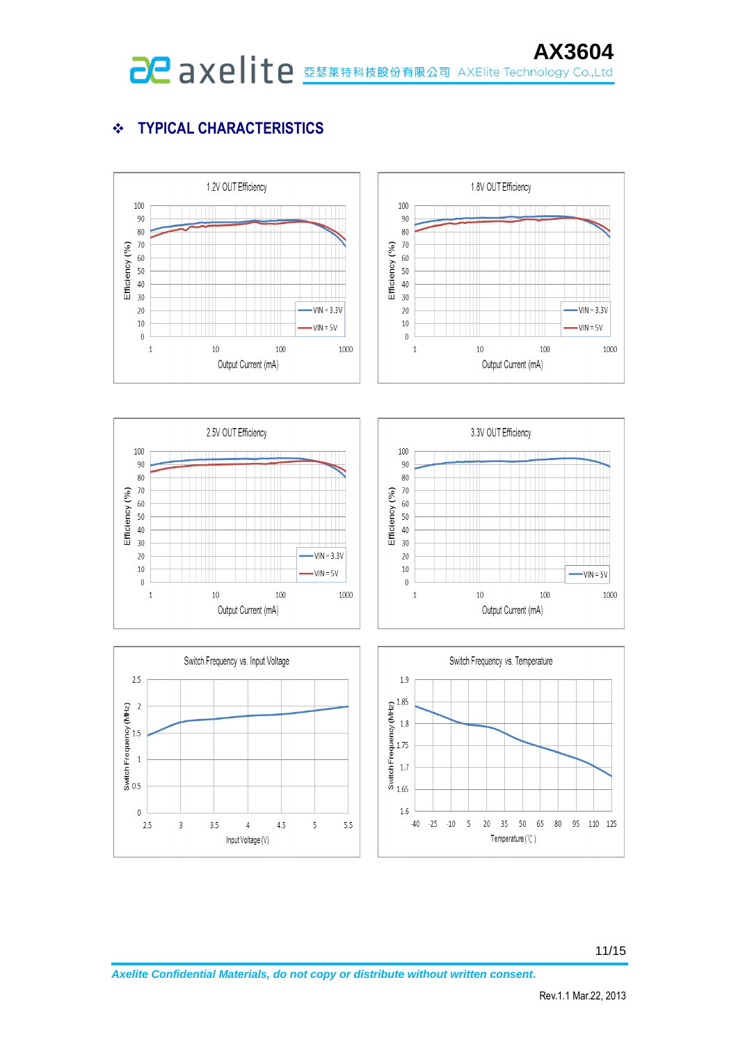## ❖ TYPICAL CHARACTERISTICS

1.2V OUT Efficiency

1.8V OUT Efficiency

2.5V OUT Efficiency

3.3V OUT Efficiency

Switch Frequency vs. Input Voltage

Switch Frequency vs. Temperature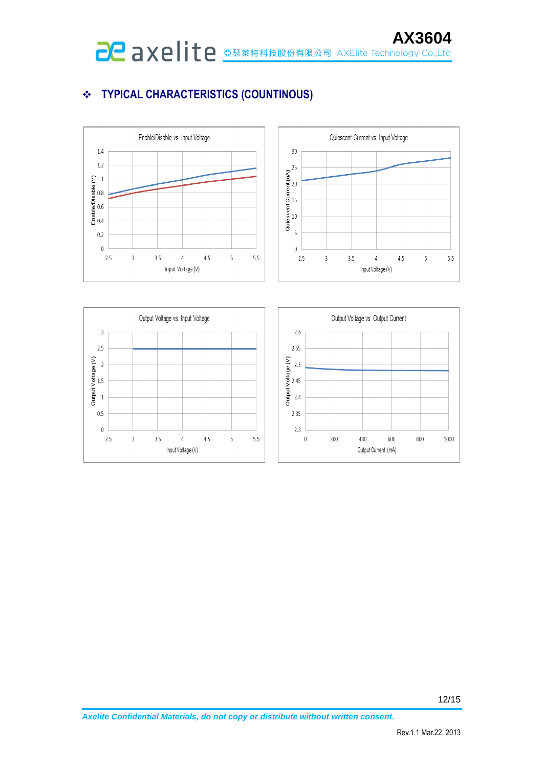## ❖ TYPICAL CHARACTERISTICS (COUNTINOUS)

Enable/Disable vs. Input Voltage

Quiescent Current vs. Input Voltage

Output Voltage vs. Input Voltage

Output Voltage vs. Output Current

*Axelite Confidential Materials, do not copy or distribute without written consent.*

Rev.1.1 Mar.22, 2013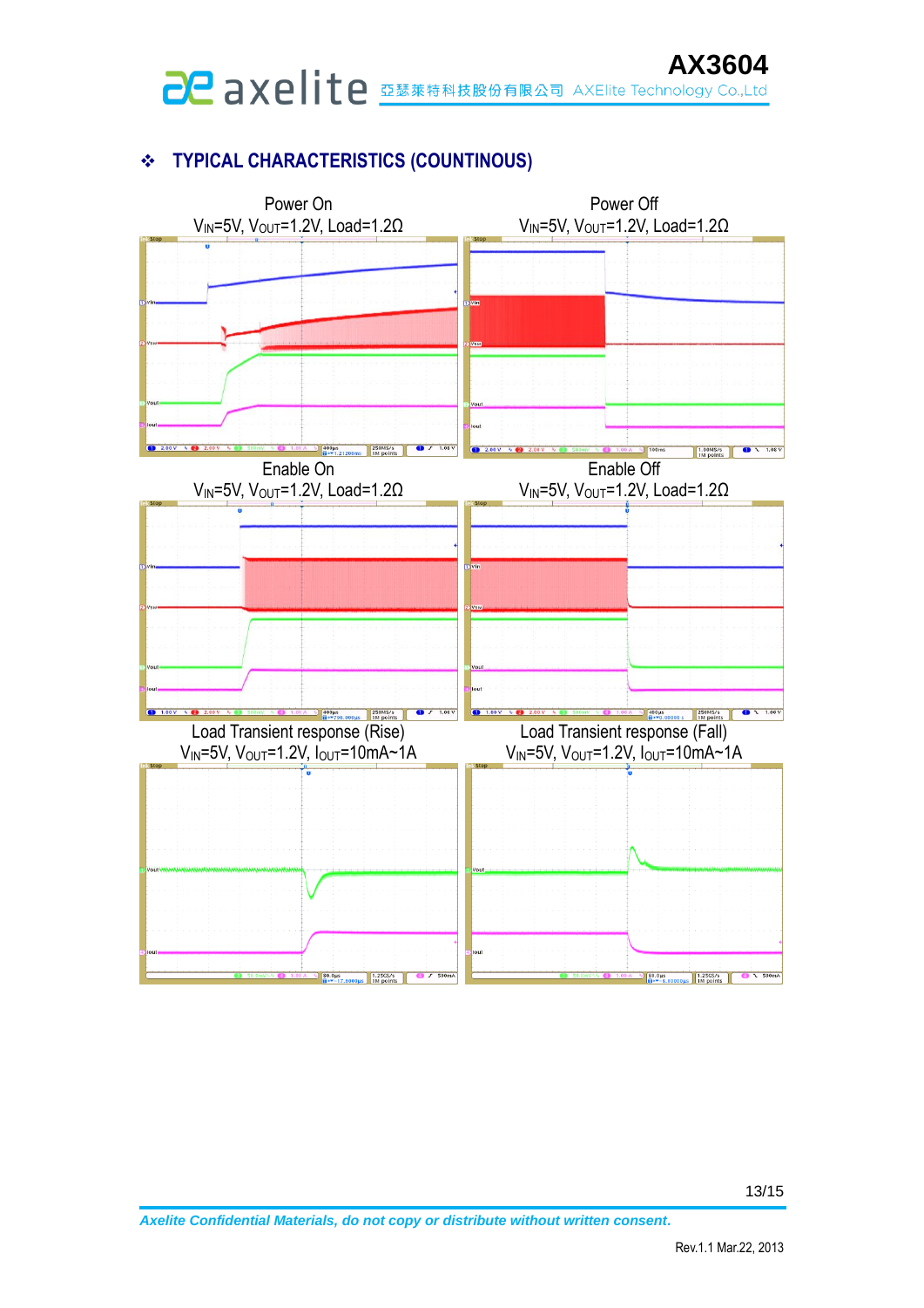## ❖ TYPICAL CHARACTERISTICS (COUNTINOUS)

Power On
$V_{IN}$=5V, $V_{OUT}$=1.2V, Load=1.2Ω

Power Off
$V_{IN}$=5V, $V_{OUT}$=1.2V, Load=1.2Ω

Enable On
$V_{IN}$=5V, $V_{OUT}$=1.2V, Load=1.2Ω

Enable Off
$V_{IN}$=5V, $V_{OUT}$=1.2V, Load=1.2Ω

Load Transient response (Rise)
$V_{IN}$=5V, $V_{OUT}$=1.2V, $I_{OUT}$=10mA~1A

Load Transient response (Fall)
$V_{IN}$=5V, $V_{OUT}$=1.2V, $I_{OUT}$=10mA~1A

*Axelite Confidential Materials, do not copy or distribute without written consent.*

Rev.1.1 Mar.22, 2013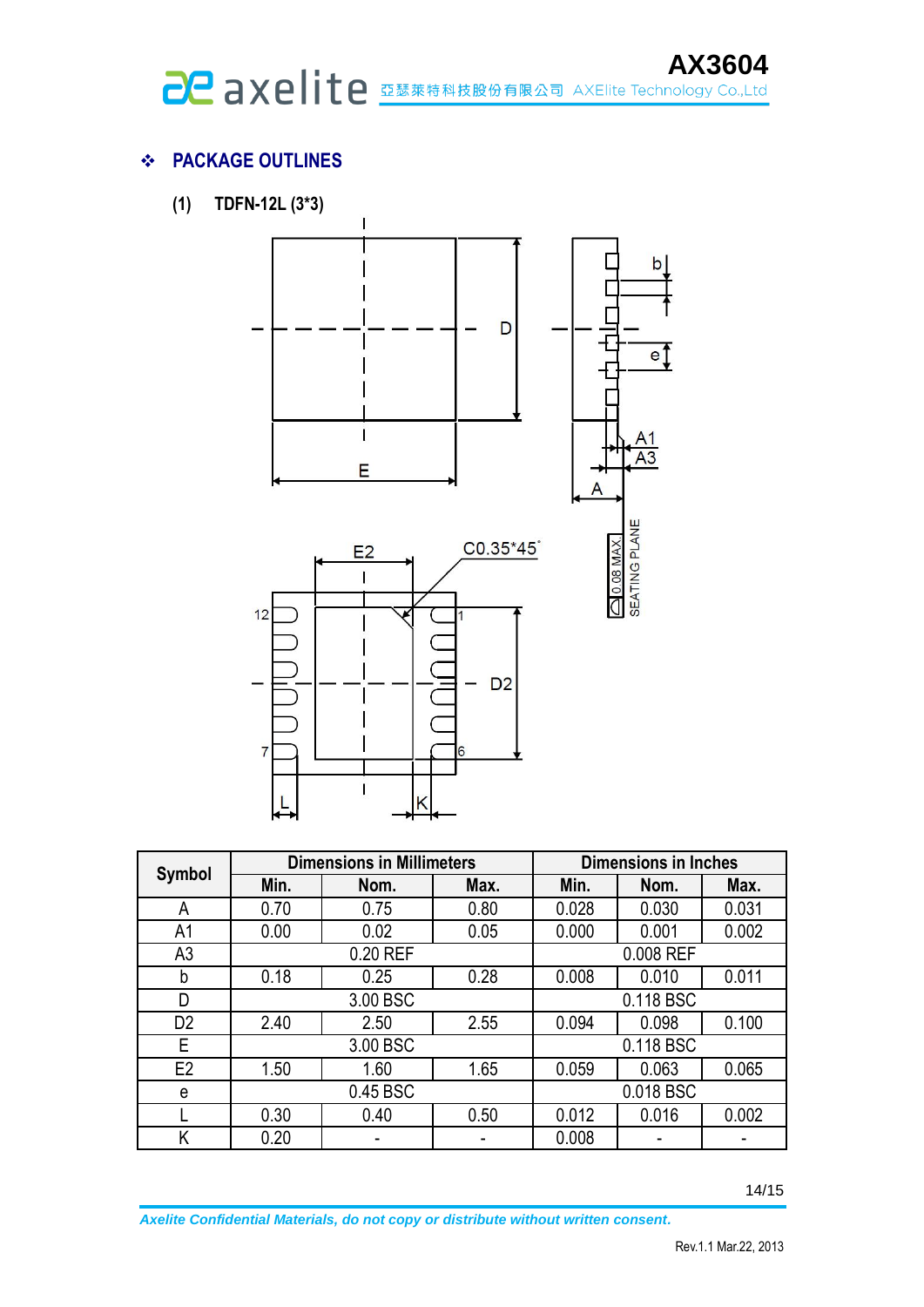## ❖ PACKAGE OUTLINES

### (1) TDFN-12L (3*3)

| Symbol | Dimensions in Millimeters | | | Dimensions in Inches | | |
|---|---|---|---|---|---|---|
| | Min. | Nom. | Max. | Min. | Nom. | Max. |
| A | 0.70 | 0.75 | 0.80 | 0.028 | 0.030 | 0.031 |
| A1 | 0.00 | 0.02 | 0.05 | 0.000 | 0.001 | 0.002 |
| A3 | 0.20 REF | | | 0.008 REF | | |
| b | 0.18 | 0.25 | 0.28 | 0.008 | 0.010 | 0.011 |
| D | 3.00 BSC | | | 0.118 BSC | | |
| D2 | 2.40 | 2.50 | 2.55 | 0.094 | 0.098 | 0.100 |
| E | 3.00 BSC | | | 0.118 BSC | | |
| E2 | 1.50 | 1.60 | 1.65 | 0.059 | 0.063 | 0.065 |
| e | 0.45 BSC | | | 0.018 BSC | | |
| L | 0.30 | 0.40 | 0.50 | 0.012 | 0.016 | 0.002 |
| K | 0.20 | - | - | 0.008 | - | - |

*Axelite Confidential Materials, do not copy or distribute without written consent.*

Rev.1.1 Mar.22, 2013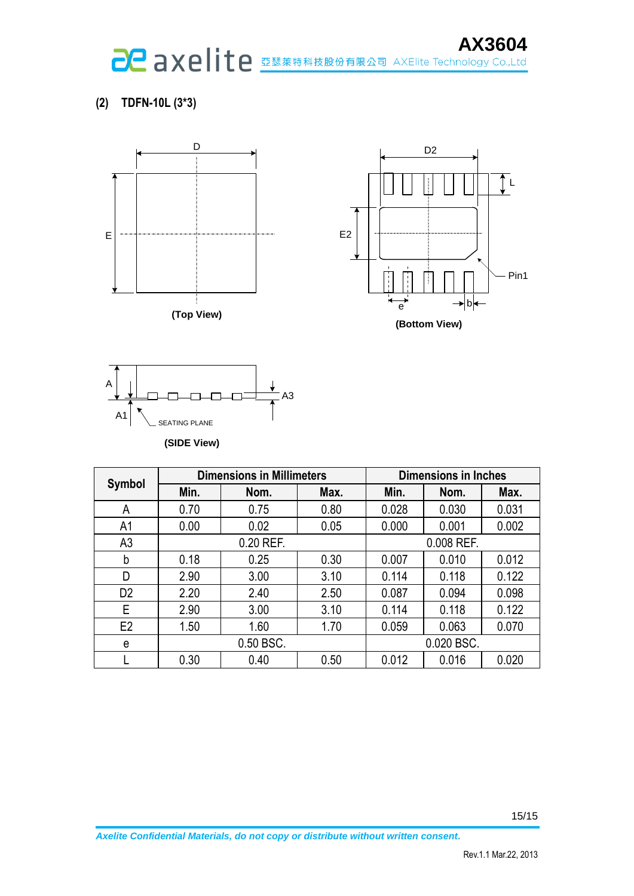### (2) TDFN-10L (3*3)

D

E

(Top View)

D2

L

E2

Pin1

e

b

(Bottom View)

A

A1

A3

SEATING PLANE

(SIDE View)

| Symbol | Dimensions in Millimeters | | | Dimensions in Inches | | |
|---|---|---|---|---|---|---|
| | Min. | Nom. | Max. | Min. | Nom. | Max. |
| A | 0.70 | 0.75 | 0.80 | 0.028 | 0.030 | 0.031 |
| A1 | 0.00 | 0.02 | 0.05 | 0.000 | 0.001 | 0.002 |
| A3 | 0.20 REF. | | | 0.008 REF. | | |
| b | 0.18 | 0.25 | 0.30 | 0.007 | 0.010 | 0.012 |
| D | 2.90 | 3.00 | 3.10 | 0.114 | 0.118 | 0.122 |
| D2 | 2.20 | 2.40 | 2.50 | 0.087 | 0.094 | 0.098 |
| E | 2.90 | 3.00 | 3.10 | 0.114 | 0.118 | 0.122 |
| E2 | 1.50 | 1.60 | 1.70 | 0.059 | 0.063 | 0.070 |
| e | 0.50 BSC. | | | 0.020 BSC. | | |
| L | 0.30 | 0.40 | 0.50 | 0.012 | 0.016 | 0.020 |

*Axelite Confidential Materials, do not copy or distribute without written consent.*

Rev.1.1 Mar.22, 2013